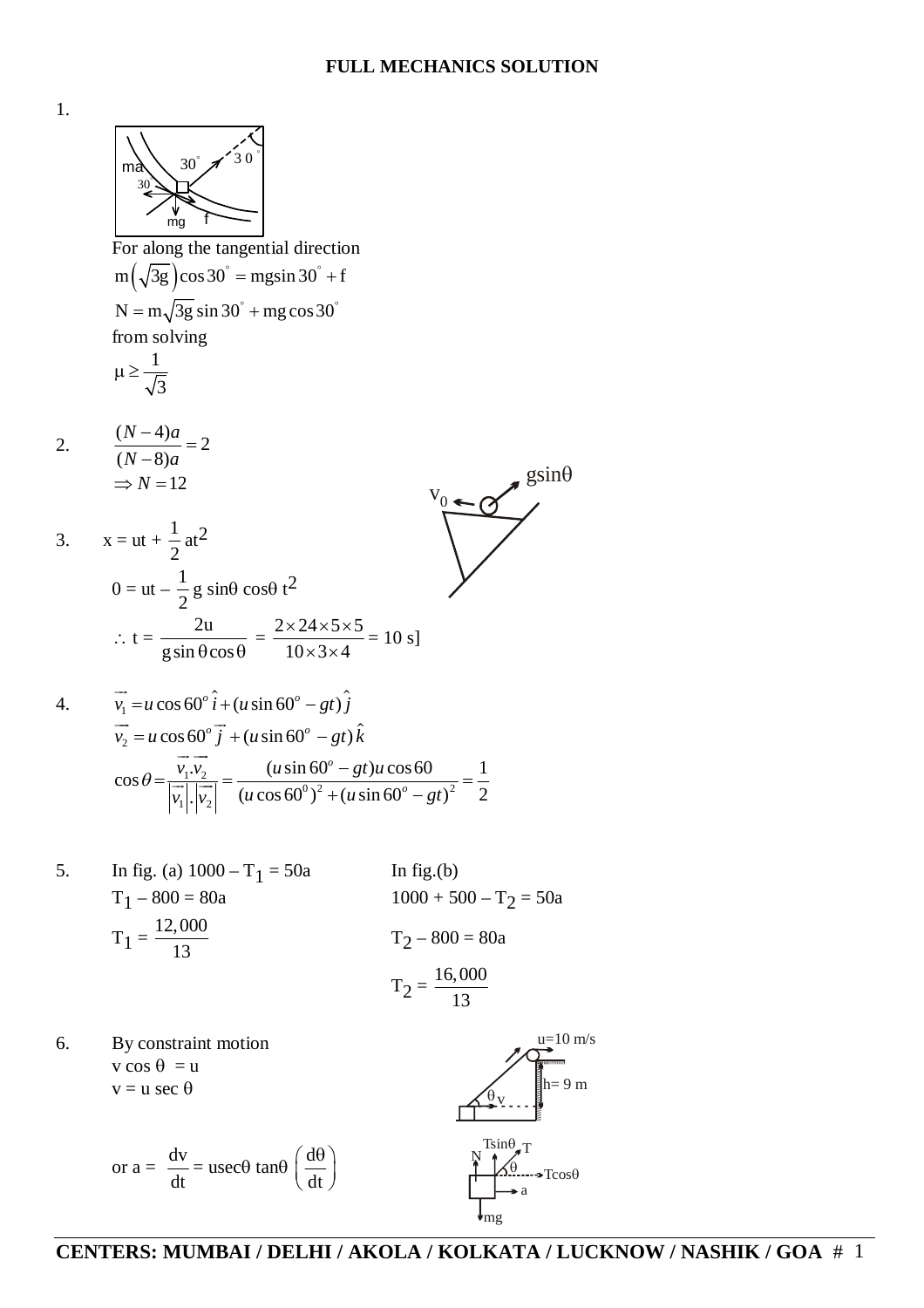# FULL MECHANICS SOLUTION

1.

For along the tangential direction

$$m\left(\sqrt{3g}\right)\cos 30^\circ = mg\sin 30^\circ + f$$

$$N = m\sqrt{3g}\sin 30^\circ + mg\cos 30^\circ$$

from solving

$$\mu \geq \frac{1}{\sqrt{3}}$$

2. $$\frac{(N-4)a}{(N-8)a} = 2$$

$$\Rightarrow N = 12$$

3. $x = ut + \frac{1}{2}at^2$

$$0 = ut - \frac{1}{2}g\sin\theta\cos\theta\, t^2$$

$$\therefore t = \frac{2u}{g\sin\theta\cos\theta} = \frac{2\times 24\times 5\times 5}{10\times 3\times 4} = 10 \text{ s}]$$

4. $$\vec{v}_1 = u\cos 60^o\,\hat{i} + (u\sin 60^o - gt)\,\hat{j}$$

$$\vec{v}_2 = u\cos 60^o\,\vec{j} + (u\sin 60^o - gt)\,\hat{k}$$

$$\cos\theta = \frac{\vec{v}_1.\vec{v}_2}{\left|\vec{v}_1\right|.\left|\vec{v}_2\right|} = \frac{(u\sin 60^o - gt)u\cos 60}{(u\cos 60^0)^2 + (u\sin 60^o - gt)^2} = \frac{1}{2}$$

5. In fig. (a) $1000 - T_1 = 50a$

$T_1 - 800 = 80a$

$$T_1 = \frac{12,000}{13}$$

In fig.(b)

$1000 + 500 - T_2 = 50a$

$T_2 - 800 = 80a$

$$T_2 = \frac{16,000}{13}$$

6. By constraint motion

$v\cos\theta = u$

$v = u\sec\theta$

or $a = \dfrac{dv}{dt} = u\sec\theta\tan\theta\left(\dfrac{d\theta}{dt}\right)$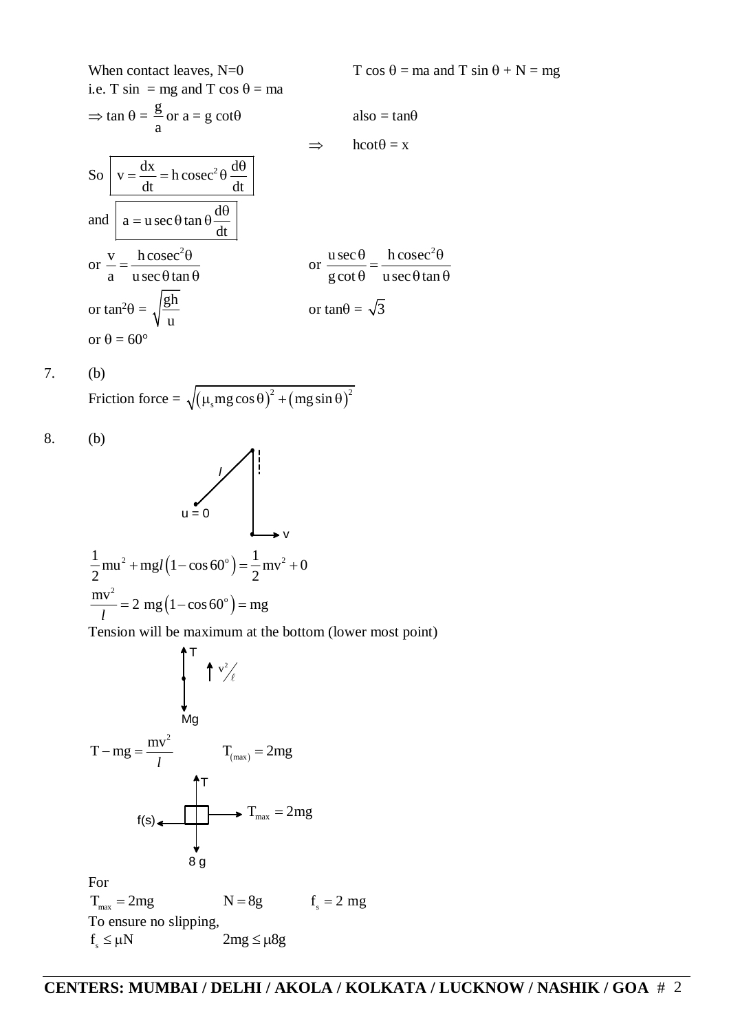When contact leaves, N=0 $\qquad$ $T\cos\theta = ma$ and $T\sin\theta + N = mg$

i.e. $T \sin = mg$ and $T\cos\theta = ma$

$\Rightarrow \tan\theta = \dfrac{g}{a}$ or $a = g\cot\theta$ $\qquad$ also $= \tan\theta$

$\Rightarrow \qquad h\cot\theta = x$

So $\boxed{v = \dfrac{dx}{dt} = h\,\text{cosec}^2\theta\,\dfrac{d\theta}{dt}}$

and $\boxed{a = u\sec\theta\tan\theta\dfrac{d\theta}{dt}}$

or $\dfrac{v}{a} = \dfrac{h\,\text{cosec}^2\theta}{u\sec\theta\tan\theta}$ $\qquad$ or $\dfrac{u\sec\theta}{g\cot\theta} = \dfrac{h\,\text{cosec}^2\theta}{u\sec\theta\tan\theta}$

or $\tan^2\theta = \sqrt{\dfrac{gh}{u}}$ $\qquad$ or $\tan\theta = \sqrt{3}$

or $\theta = 60°$

7. (b)

Friction force $= \sqrt{\left(\mu_s mg\cos\theta\right)^2 + \left(mg\sin\theta\right)^2}$

8. (b)

$$\frac{1}{2}mu^2 + mgl\left(1-\cos 60^o\right) = \frac{1}{2}mv^2 + 0$$

$$\frac{mv^2}{l} = 2\ mg\left(1-\cos 60^o\right) = mg$$

Tension will be maximum at the bottom (lower most point)

$$T - mg = \frac{mv^2}{l} \qquad T_{(max)} = 2mg$$

For

$T_{max} = 2mg \qquad N = 8g \qquad f_s = 2\ mg$

To ensure no slipping,

$f_s \le \mu N \qquad 2mg \le \mu 8g$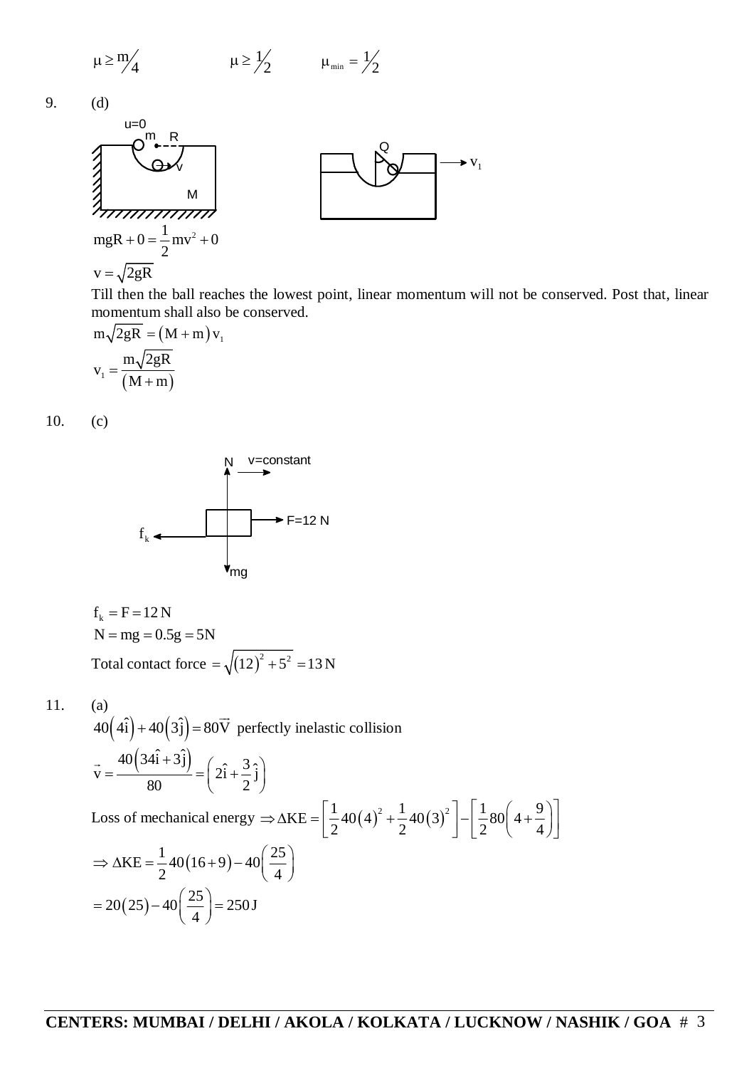$\mu \geq m/4 \qquad \mu \geq 1/2 \qquad \mu_{min} = 1/2$

9. (d)

$$mgR + 0 = \frac{1}{2}mv^2 + 0$$

$$v = \sqrt{2gR}$$

Till then the ball reaches the lowest point, linear momentum will not be conserved. Post that, linear momentum shall also be conserved.

$$m\sqrt{2gR} = (M+m)v_1$$

$$v_1 = \frac{m\sqrt{2gR}}{(M+m)}$$

10. (c)

$$f_k = F = 12\,N$$

$$N = mg = 0.5g = 5N$$

Total contact force $= \sqrt{(12)^2 + 5^2} = 13\,N$

11. (a)

$40(4\hat{i}) + 40(3\hat{j}) = 80\vec{V}$ perfectly inelastic collision

$$\vec{v} = \frac{40(34\hat{i} + 3\hat{j})}{80} = \left(2\hat{i} + \frac{3}{2}\hat{j}\right)$$

Loss of mechanical energy $\Rightarrow \Delta KE = \left[\frac{1}{2}40(4)^2 + \frac{1}{2}40(3)^2\right] - \left[\frac{1}{2}80\left(4 + \frac{9}{4}\right)\right]$

$$\Rightarrow \Delta KE = \frac{1}{2}40(16+9) - 40\left(\frac{25}{4}\right)$$

$$= 20(25) - 40\left(\frac{25}{4}\right) = 250\,J$$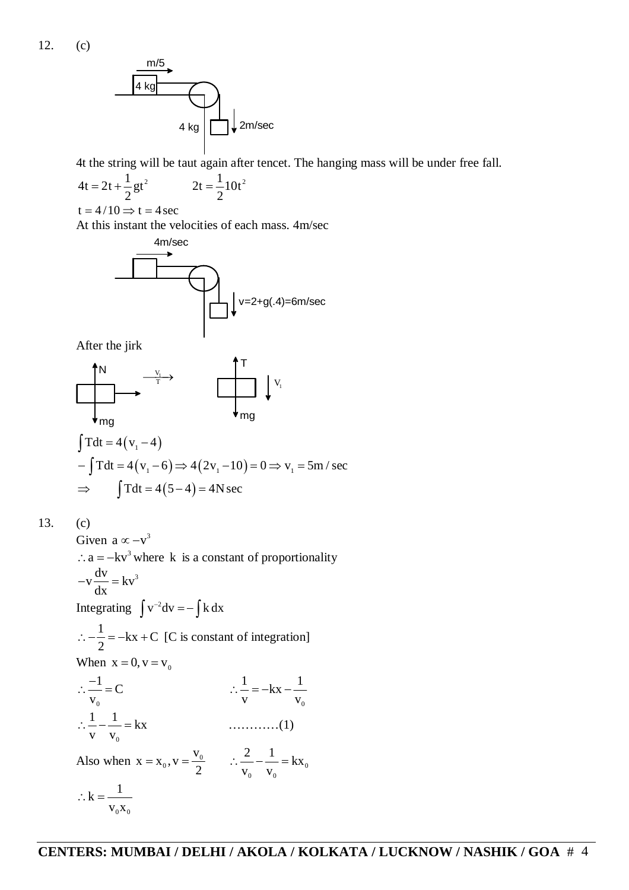12. (c)

m/5

4 kg

4 kg 2m/sec

4t the string will be taut again after tencet. The hanging mass will be under free fall.

$$4t = 2t + \frac{1}{2}gt^2 \qquad 2t = \frac{1}{2}10t^2$$

$t = 4/10 \Rightarrow t = 4\,\text{sec}$

At this instant the velocities of each mass. 4m/sec

4m/sec

v=2+g(.4)=6m/sec

After the jirk

N, mg, $\frac{V_1}{T}$ ; T, $V_1$, mg

$$\int T dt = 4(v_1 - 4)$$

$$-\int T dt = 4(v_1 - 6) \Rightarrow 4(2v_1 - 10) = 0 \Rightarrow v_1 = 5\,\text{m/sec}$$

$$\Rightarrow \qquad \int T dt = 4(5-4) = 4\,\text{N sec}$$

13. (c)

Given $a \propto -v^3$

$\therefore a = -kv^3$ where $k$ is a constant of proportionality

$$-v\frac{dv}{dx} = kv^3$$

Integrating $\int v^{-2} dv = -\int k\,dx$

$\therefore -\frac{1}{2} = -kx + C$ [C is constant of integration]

When $x = 0, v = v_0$

$\therefore \frac{-1}{v_0} = C \qquad\qquad \therefore \frac{1}{v} = -kx - \frac{1}{v_0}$

$\therefore \frac{1}{v} - \frac{1}{v_0} = kx \qquad\qquad \ldots\ldots\ldots\ldots(1)$

Also when $x = x_0, v = \frac{v_0}{2} \qquad \therefore \frac{2}{v_0} - \frac{1}{v_0} = kx_0$

$\therefore k = \frac{1}{v_0 x_0}$

**CENTERS: MUMBAI / DELHI / AKOLA / KOLKATA / LUCKNOW / NASHIK / GOA**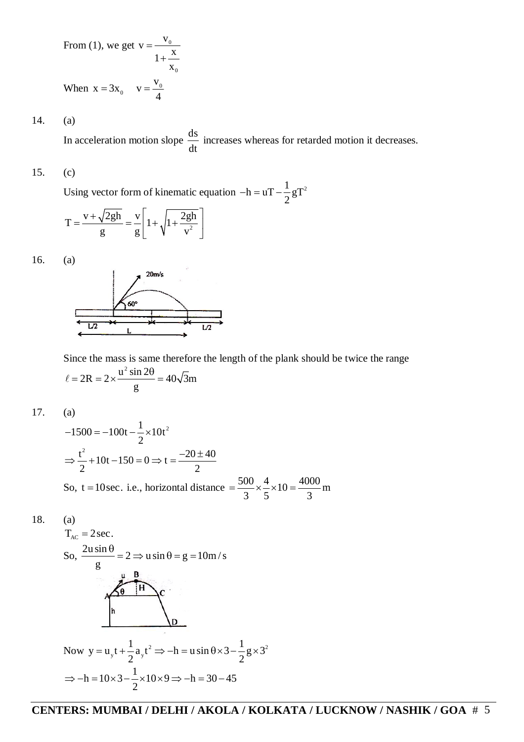From (1), we get $v = \dfrac{v_0}{1+\dfrac{x}{x_0}}$

When $x = 3x_0 \quad v = \dfrac{v_0}{4}$

14. (a)

In acceleration motion slope $\dfrac{ds}{dt}$ increases whereas for retarded motion it decreases.

15. (c)

Using vector form of kinematic equation $-h = uT - \dfrac{1}{2}gT^2$

$$T = \frac{v+\sqrt{2gh}}{g} = \frac{v}{g}\left[1+\sqrt{1+\frac{2gh}{v^2}}\right]$$

16. (a)

Since the mass is same therefore the length of the plank should be twice the range

$$\ell = 2R = 2\times\frac{u^2\sin 2\theta}{g} = 40\sqrt{3}\text{m}$$

17. (a)

$$-1500 = -100t - \frac{1}{2}\times 10t^2$$

$$\Rightarrow \frac{t^2}{2} + 10t - 150 = 0 \Rightarrow t = \frac{-20\pm 40}{2}$$

So, $t = 10\,\text{sec}$. i.e., horizontal distance $= \dfrac{500}{3}\times\dfrac{4}{5}\times 10 = \dfrac{4000}{3}\text{m}$

18. (a)

$T_{AC} = 2\,\text{sec}$.

So, $\dfrac{2u\sin\theta}{g} = 2 \Rightarrow u\sin\theta = g = 10\,\text{m/s}$

Now $y = u_y t + \dfrac{1}{2}a_y t^2 \Rightarrow -h = u\sin\theta\times 3 - \dfrac{1}{2}g\times 3^2$

$$\Rightarrow -h = 10\times 3 - \frac{1}{2}\times 10\times 9 \Rightarrow -h = 30 - 45$$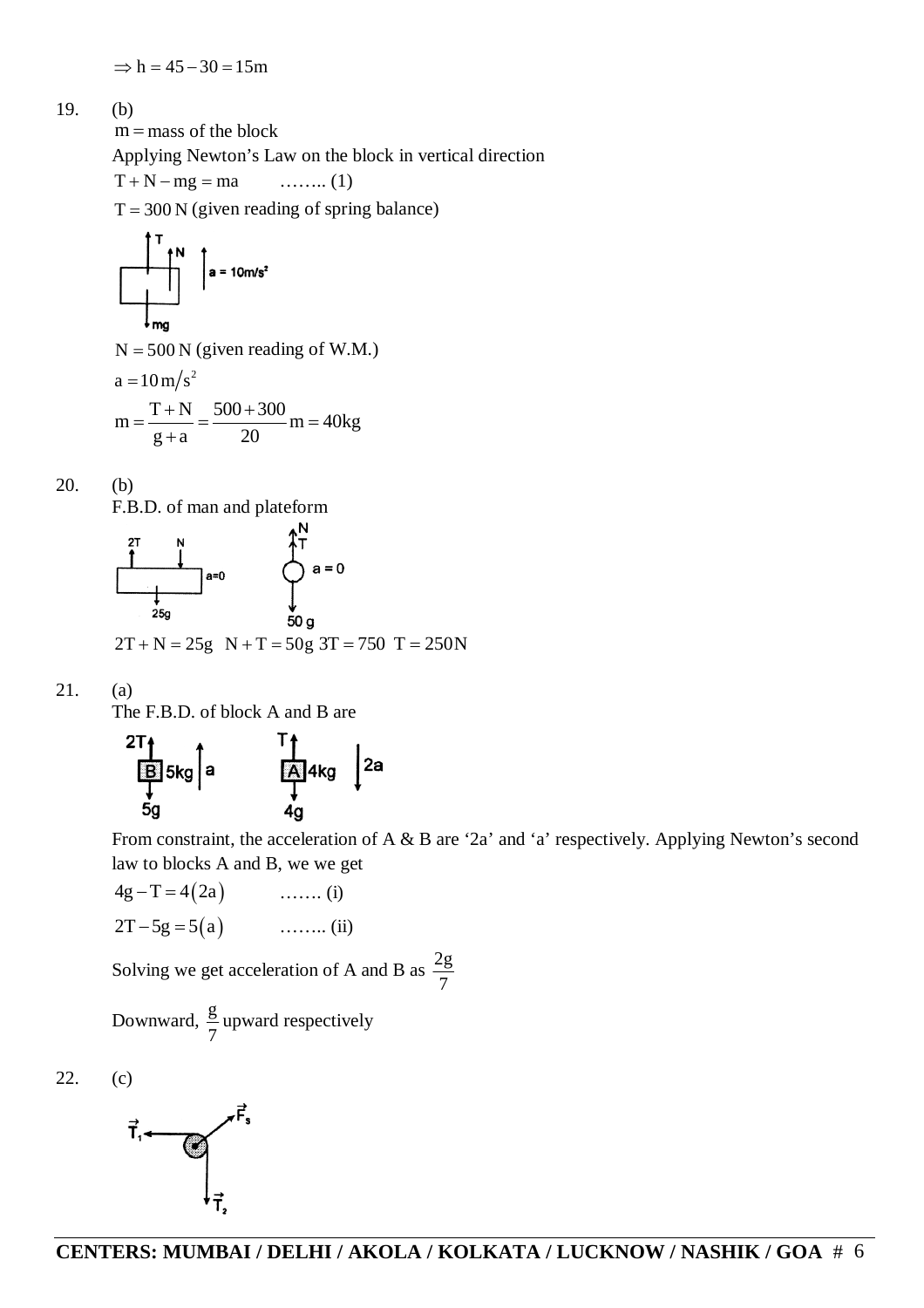$\Rightarrow h = 45 - 30 = 15m$

19. (b)

$m$ = mass of the block

Applying Newton's Law on the block in vertical direction

$T + N - mg = ma$ …….. (1)

$T = 300\,N$ (given reading of spring balance)

$N = 500\,N$ (given reading of W.M.)

$a = 10\,m/s^2$

$$m = \frac{T + N}{g + a} = \frac{500 + 300}{20}\,m = 40kg$$

20. (b)

F.B.D. of man and plateform

$2T + N = 25g \quad N + T = 50g \quad 3T = 750 \quad T = 250N$

21. (a)

The F.B.D. of block A and B are

From constraint, the acceleration of A & B are '2a' and 'a' respectively. Applying Newton's second law to blocks A and B, we we get

$4g - T = 4(2a)$ ……. (i)

$2T - 5g = 5(a)$ …….. (ii)

Solving we get acceleration of A and B as $\frac{2g}{7}$

Downward, $\frac{g}{7}$ upward respectively

22. (c)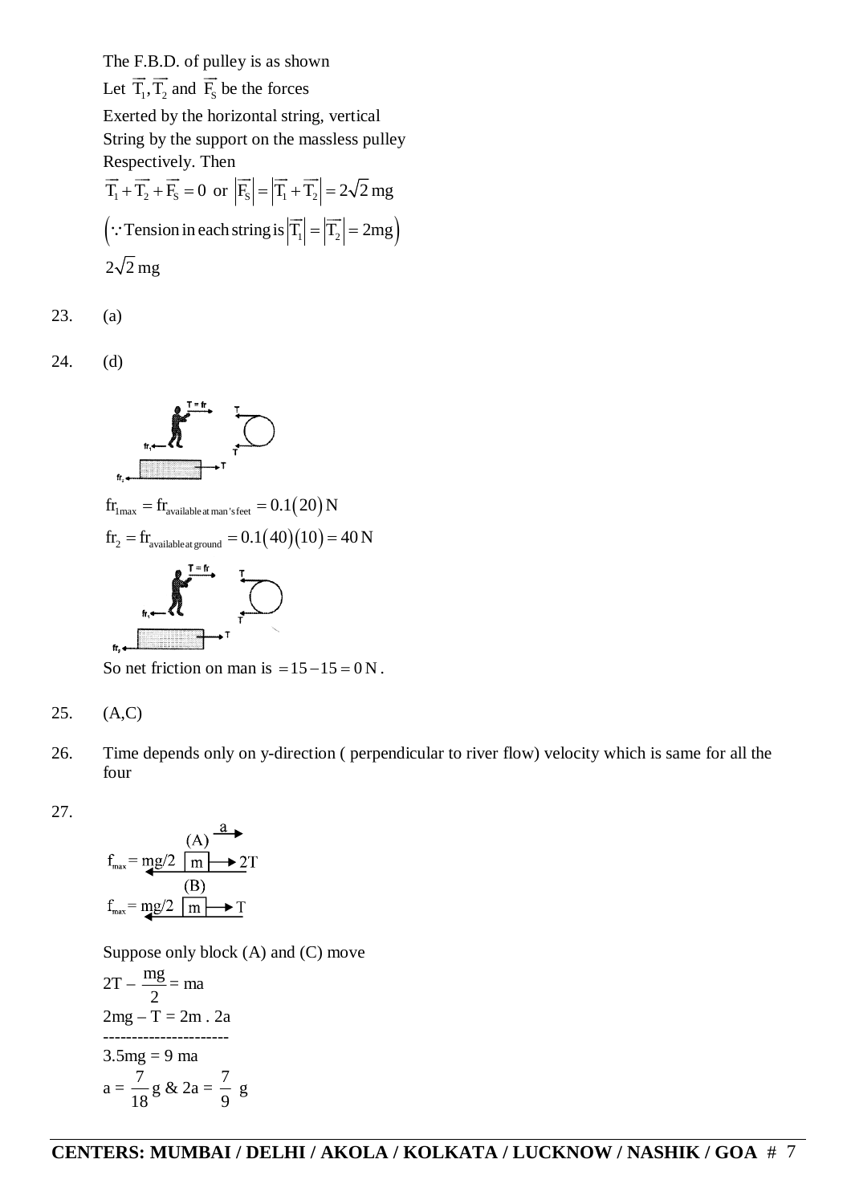The F.B.D. of pulley is as shown

Let $\vec{T}_1, \vec{T}_2$ and $\vec{F}_S$ be the forces

Exerted by the horizontal string, vertical

String by the support on the massless pulley

Respectively. Then

$\vec{T}_1 + \vec{T}_2 + \vec{F}_S = 0$ or $\left|\vec{F}_S\right| = \left|\vec{T}_1 + \vec{T}_2\right| = 2\sqrt{2}\,mg$

$\left(\because \text{Tension in each string is } \left|\vec{T}_1\right| = \left|\vec{T}_2\right| = 2mg\right)$

$2\sqrt{2}\,mg$

23. (a)

24. (d)

$fr_{1max} = fr_{\text{available at man's feet}} = 0.1(20)\,N$

$fr_2 = fr_{\text{available at ground}} = 0.1(40)(10) = 40\,N$

So net friction on man is $= 15 - 15 = 0\,N$.

25. (A,C)

26. Time depends only on y-direction ( perpendicular to river flow) velocity which is same for all the four

27. 

Suppose only block (A) and (C) move

$2T - \dfrac{mg}{2} = ma$

$2mg - T = 2m \cdot 2a$

----------------------

$3.5mg = 9\,ma$

$a = \dfrac{7}{18}g$ & $2a = \dfrac{7}{9}\,g$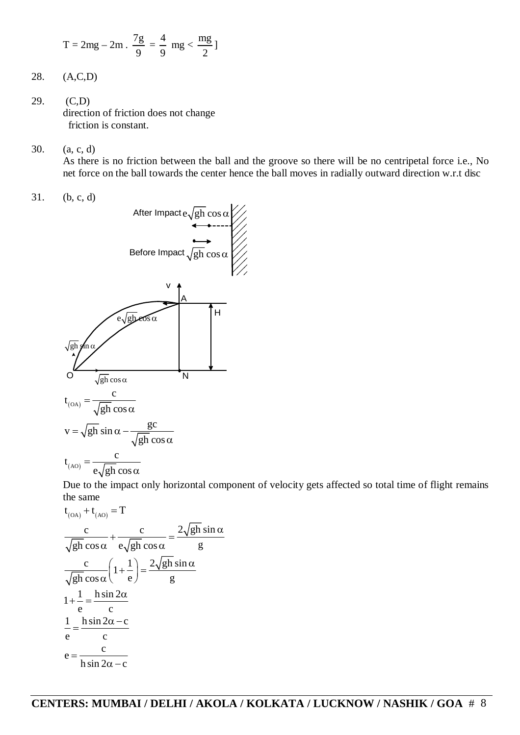$$T = 2mg - 2m \cdot \frac{7g}{9} = \frac{4}{9}\ mg < \frac{mg}{2}\ ]$$

28. (A,C,D)

29. (C,D)
direction of friction does not change
friction is constant.

30. (a, c, d)
As there is no friction between the ball and the groove so there will be no centripetal force i.e., No net force on the ball towards the center hence the ball moves in radially outward direction w.r.t disc

31. (b, c, d)

After Impact $e\sqrt{gh}\cos\alpha$

Before Impact $\sqrt{gh}\cos\alpha$

$$t_{(OA)} = \frac{c}{\sqrt{gh}\cos\alpha}$$

$$v = \sqrt{gh}\sin\alpha - \frac{gc}{\sqrt{gh}\cos\alpha}$$

$$t_{(AO)} = \frac{c}{e\sqrt{gh}\cos\alpha}$$

Due to the impact only horizontal component of velocity gets affected so total time of flight remains the same

$$t_{(OA)} + t_{(AO)} = T$$

$$\frac{c}{\sqrt{gh}\cos\alpha} + \frac{c}{e\sqrt{gh}\cos\alpha} = \frac{2\sqrt{gh}\sin\alpha}{g}$$

$$\frac{c}{\sqrt{gh}\cos\alpha}\left(1 + \frac{1}{e}\right) = \frac{2\sqrt{gh}\sin\alpha}{g}$$

$$1 + \frac{1}{e} = \frac{h\sin 2\alpha}{c}$$

$$\frac{1}{e} = \frac{h\sin 2\alpha - c}{c}$$

$$e = \frac{c}{h\sin 2\alpha - c}$$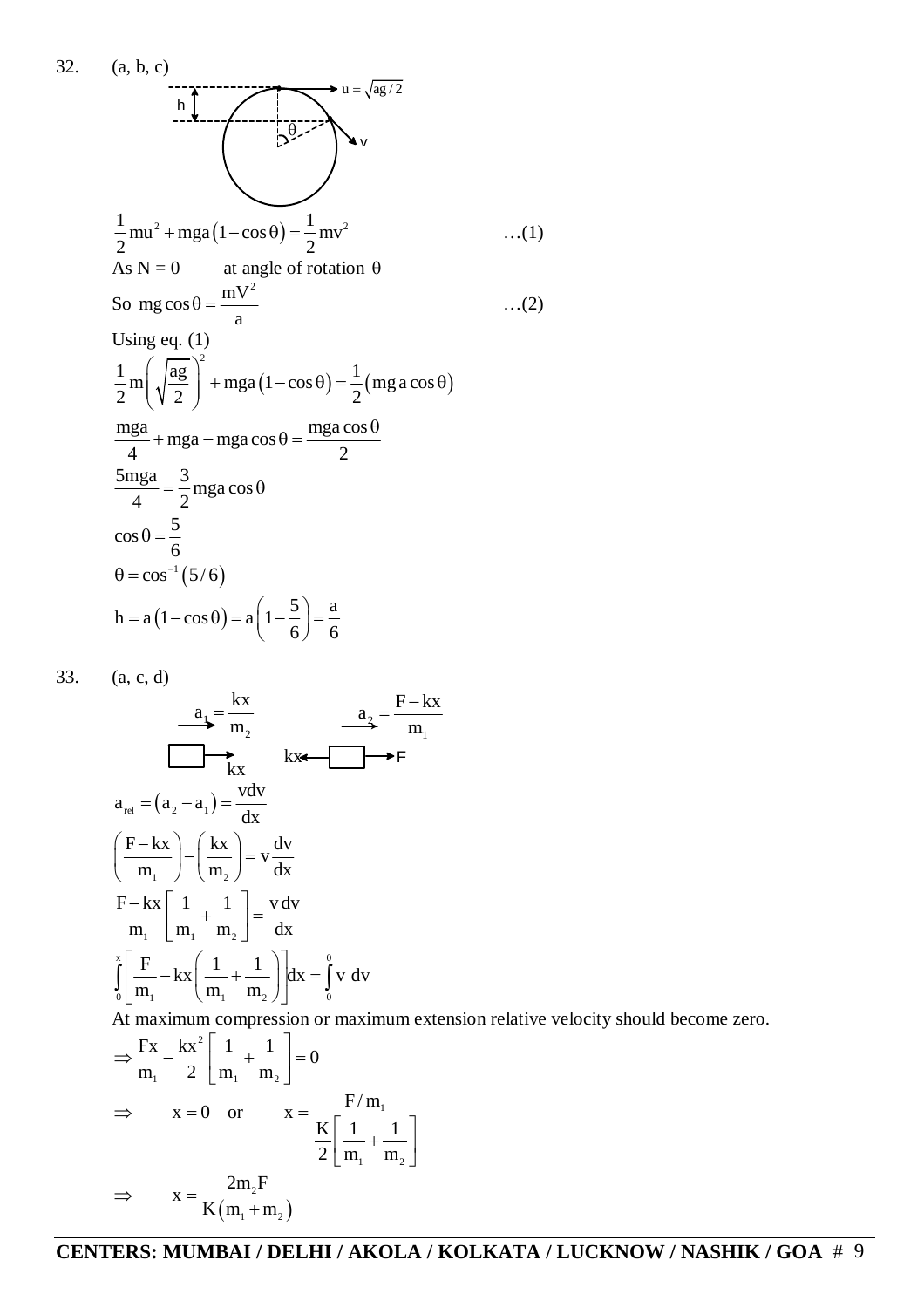32. (a, b, c)

$$\frac{1}{2}mu^2 + mga(1-\cos\theta) = \frac{1}{2}mv^2 \qquad \ldots(1)$$

As N = 0 at angle of rotation $\theta$

So $mg\cos\theta = \frac{mV^2}{a}$ $\qquad \ldots(2)$

Using eq. (1)

$$\frac{1}{2}m\left(\sqrt{\frac{ag}{2}}\right)^2 + mga(1-\cos\theta) = \frac{1}{2}(mg\,a\cos\theta)$$

$$\frac{mga}{4} + mga - mga\cos\theta = \frac{mga\cos\theta}{2}$$

$$\frac{5mga}{4} = \frac{3}{2}mga\cos\theta$$

$$\cos\theta = \frac{5}{6}$$

$$\theta = \cos^{-1}(5/6)$$

$$h = a(1-\cos\theta) = a\left(1-\frac{5}{6}\right) = \frac{a}{6}$$

33. (a, c, d)

$$a_1 = \frac{kx}{m_2} \qquad\qquad a_2 = \frac{F-kx}{m_1}$$

$$a_{rel} = (a_2 - a_1) = \frac{vdv}{dx}$$

$$\left(\frac{F-kx}{m_1}\right) - \left(\frac{kx}{m_2}\right) = v\frac{dv}{dx}$$

$$\frac{F-kx}{m_1}\left[\frac{1}{m_1}+\frac{1}{m_2}\right] = \frac{v\,dv}{dx}$$

$$\int_0^x \left[\frac{F}{m_1} - kx\left(\frac{1}{m_1}+\frac{1}{m_2}\right)\right]dx = \int_0^0 v\ dv$$

At maximum compression or maximum extension relative velocity should become zero.

$$\Rightarrow \frac{Fx}{m_1} - \frac{kx^2}{2}\left[\frac{1}{m_1}+\frac{1}{m_2}\right] = 0$$

$$\Rightarrow \qquad x = 0 \quad \text{or} \qquad x = \frac{F/m_1}{\frac{K}{2}\left[\frac{1}{m_1}+\frac{1}{m_2}\right]}$$

$$\Rightarrow \qquad x = \frac{2m_2F}{K(m_1+m_2)}$$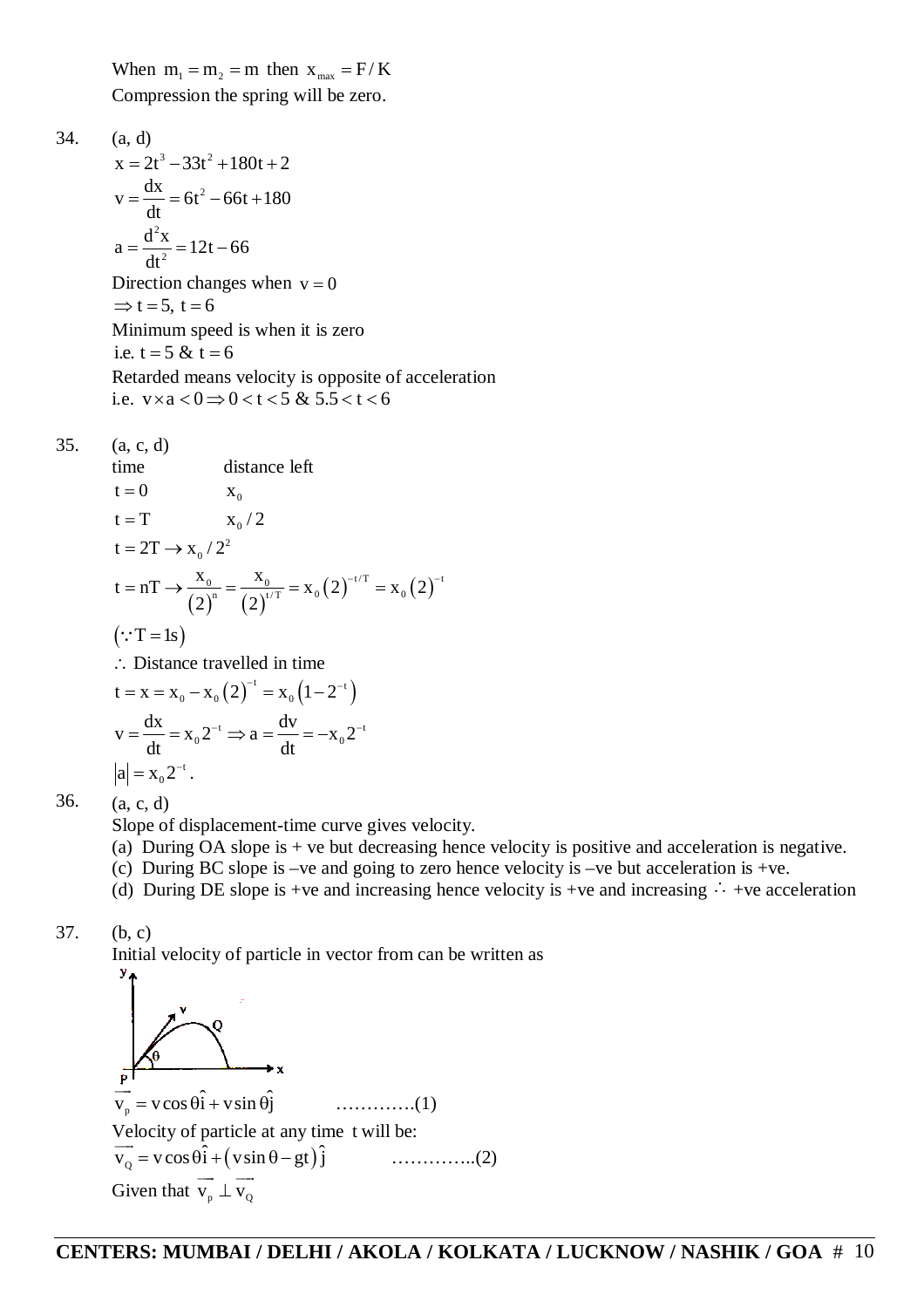When $m_1 = m_2 = m$ then $x_{max} = F/K$
Compression the spring will be zero.

34. (a, d)

$$x = 2t^3 - 33t^2 + 180t + 2$$

$$v = \frac{dx}{dt} = 6t^2 - 66t + 180$$

$$a = \frac{d^2x}{dt^2} = 12t - 66$$

Direction changes when $v = 0$

$\Rightarrow t = 5,\ t = 6$

Minimum speed is when it is zero

i.e. $t = 5\ \&\ t = 6$

Retarded means velocity is opposite of acceleration

i.e. $v \times a < 0 \Rightarrow 0 < t < 5\ \&\ 5.5 < t < 6$

35. (a, c, d)

| time | distance left |
|---|---|
| $t = 0$ | $x_0$ |
| $t = T$ | $x_0 / 2$ |

$t = 2T \rightarrow x_0 / 2^2$

$$t = nT \rightarrow \frac{x_0}{(2)^n} = \frac{x_0}{(2)^{t/T}} = x_0 (2)^{-t/T} = x_0 (2)^{-t}$$

$(\because T = 1s)$

$\therefore$ Distance travelled in time

$$t = x = x_0 - x_0 (2)^{-t} = x_0 \left(1 - 2^{-t}\right)$$

$$v = \frac{dx}{dt} = x_0 2^{-t} \Rightarrow a = \frac{dv}{dt} = -x_0 2^{-t}$$

$|a| = x_0 2^{-t}$.

36. (a, c, d)

Slope of displacement-time curve gives velocity.

(a) During OA slope is + ve but decreasing hence velocity is positive and acceleration is negative.

(c) During BC slope is –ve and going to zero hence velocity is –ve but acceleration is +ve.

(d) During DE slope is +ve and increasing hence velocity is +ve and increasing $\therefore$ +ve acceleration

37. (b, c)

Initial velocity of particle in vector from can be written as

$$\overrightarrow{v_p} = v\cos\theta\hat{i} + v\sin\theta\hat{j} \qquad \text{………….(1)}$$

Velocity of particle at any time t will be:

$$\overrightarrow{v_Q} = v\cos\theta\hat{i} + \left(v\sin\theta - gt\right)\hat{j} \qquad \text{…………..(2)}$$

Given that $\overrightarrow{v_p} \perp \overrightarrow{v_Q}$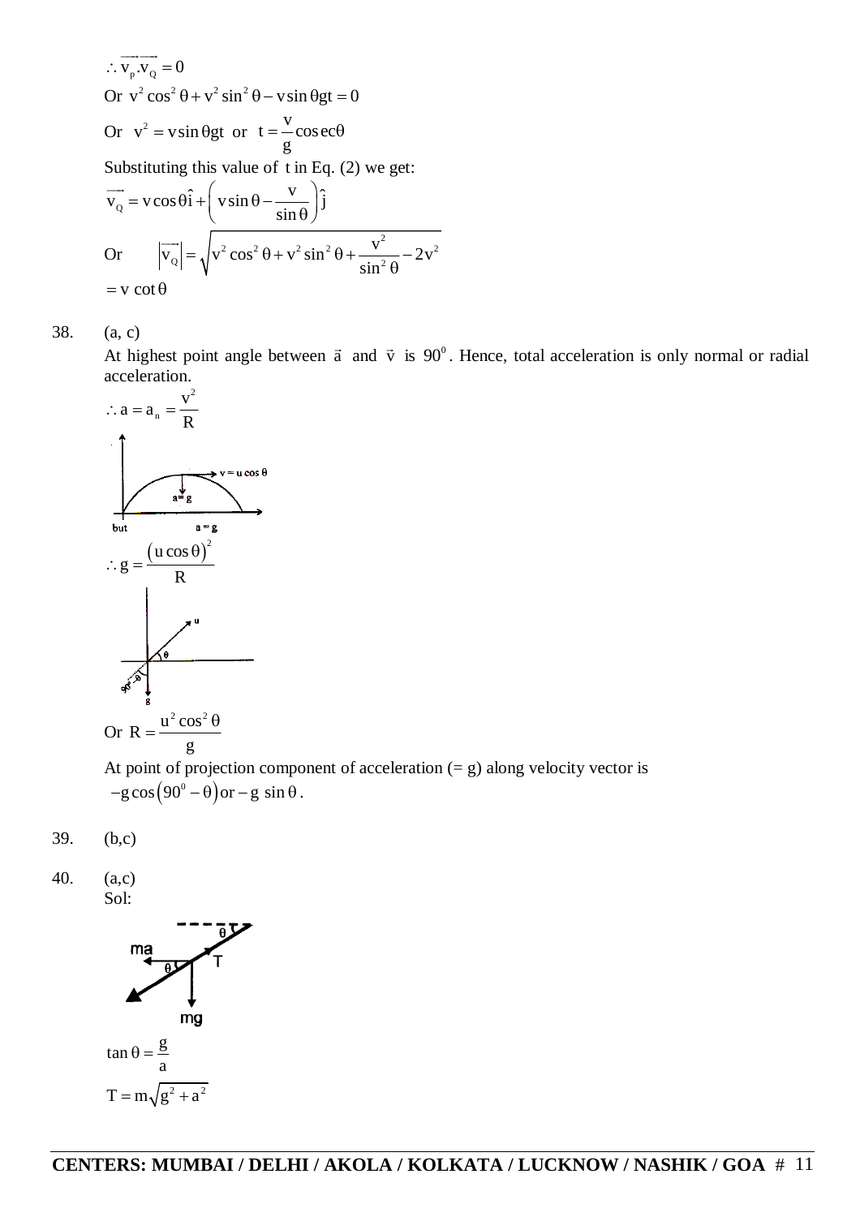$\therefore \overrightarrow{v_p}.\overrightarrow{v_Q} = 0$

Or $v^2\cos^2\theta + v^2\sin^2\theta - v\sin\theta gt = 0$

Or $v^2 = v\sin\theta gt$ or $t = \frac{v}{g}\operatorname{cosec}\theta$

Substituting this value of $t$ in Eq. (2) we get:

$$\overrightarrow{v_Q} = v\cos\theta\hat{i} + \left(v\sin\theta - \frac{v}{\sin\theta}\right)\hat{j}$$

Or $\left|\overrightarrow{v_Q}\right| = \sqrt{v^2\cos^2\theta + v^2\sin^2\theta + \frac{v^2}{\sin^2\theta} - 2v^2}$

$= v\cot\theta$

38. (a, c)

At highest point angle between $\vec{a}$ and $\vec{v}$ is $90^0$. Hence, total acceleration is only normal or radial acceleration.

$$\therefore a = a_n = \frac{v^2}{R}$$

but $a = g$

$$\therefore g = \frac{(u\cos\theta)^2}{R}$$

Or $R = \frac{u^2\cos^2\theta}{g}$

At point of projection component of acceleration (= g) along velocity vector is $-g\cos(90^0 - \theta)$ or $-g\sin\theta$.

39. (b,c)

40. (a,c)

Sol:

$$\tan\theta = \frac{g}{a}$$

$$T = m\sqrt{g^2 + a^2}$$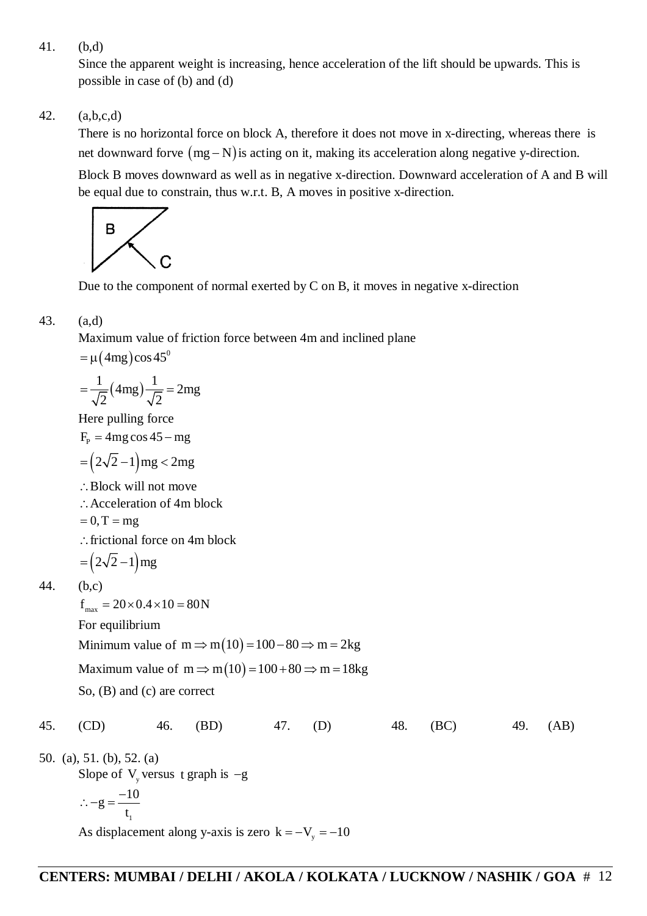41. (b,d)

Since the apparent weight is increasing, hence acceleration of the lift should be upwards. This is possible in case of (b) and (d)

42. (a,b,c,d)

There is no horizontal force on block A, therefore it does not move in x-directing, whereas there is net downward forve $(mg - N)$ is acting on it, making its acceleration along negative y-direction.

Block B moves downward as well as in negative x-direction. Downward acceleration of A and B will be equal due to constrain, thus w.r.t. B, A moves in positive x-direction.

Due to the component of normal exerted by C on B, it moves in negative x-direction

43. (a,d)

Maximum value of friction force between 4m and inclined plane

$= \mu(4mg)\cos 45^0$

$= \frac{1}{\sqrt{2}}(4mg)\frac{1}{\sqrt{2}} = 2mg$

Here pulling force

$F_P = 4mg\cos 45 - mg$

$= (2\sqrt{2} - 1)mg < 2mg$

$\therefore$ Block will not move

$\therefore$ Acceleration of 4m block

$= 0, T = mg$

$\therefore$ frictional force on 4m block

$= (2\sqrt{2} - 1)mg$

44. (b,c)

$f_{max} = 20 \times 0.4 \times 10 = 80N$

For equilibrium

Minimum value of $m \Rightarrow m(10) = 100 - 80 \Rightarrow m = 2kg$

Maximum value of $m \Rightarrow m(10) = 100 + 80 \Rightarrow m = 18kg$

So, (B) and (c) are correct

45. (CD) 46. (BD) 47. (D) 48. (BC) 49. (AB)

50. (a), 51. (b), 52. (a)

Slope of $V_y$ versus t graph is $-g$

$\therefore -g = \frac{-10}{t_1}$

As displacement along y-axis is zero $k = -V_y = -10$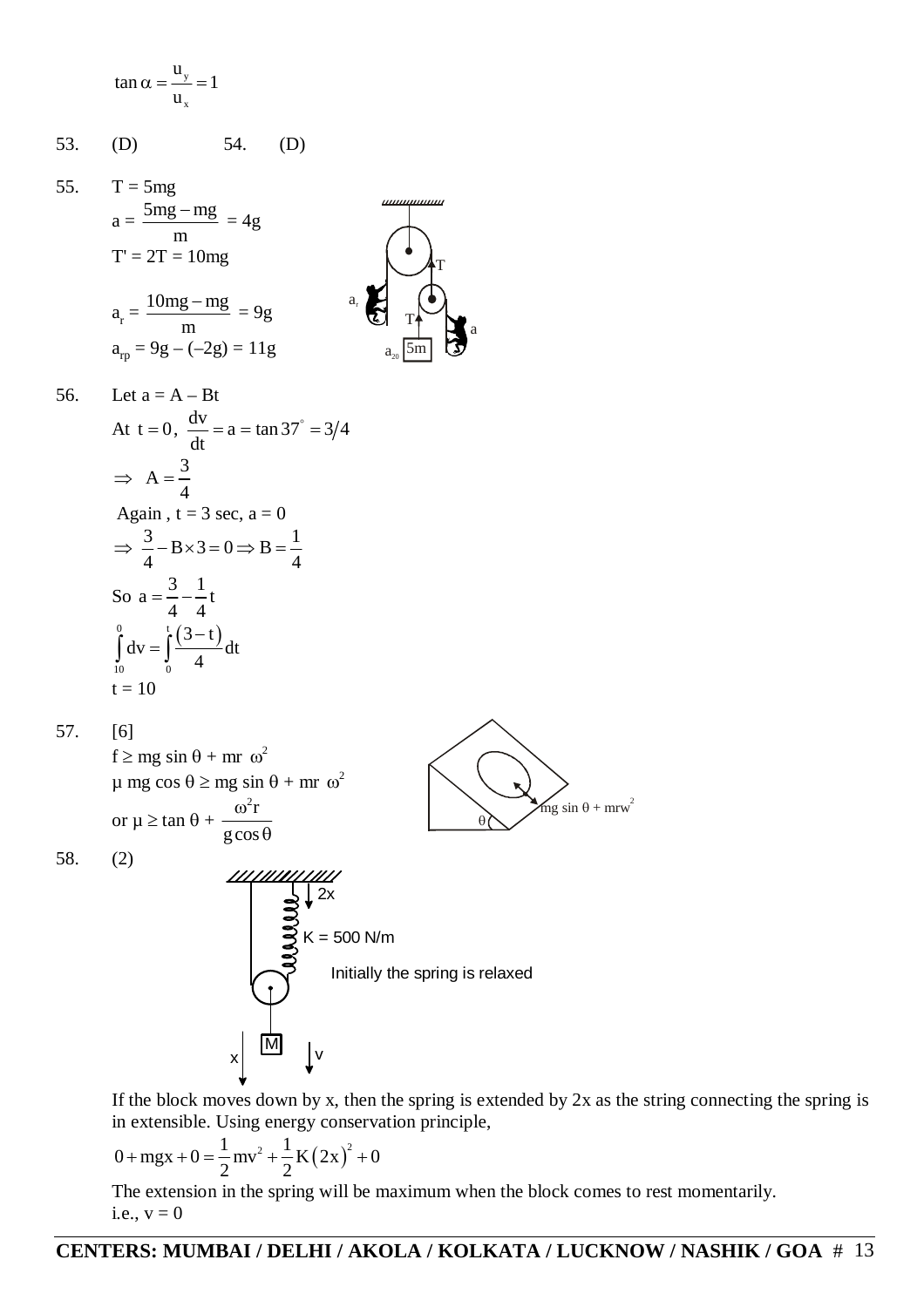$$\tan\alpha = \frac{u_y}{u_x} = 1$$

53. (D) 54. (D)

55. $T = 5mg$

$$a = \frac{5mg - mg}{m} = 4g$$

$T' = 2T = 10mg$

$$a_r = \frac{10mg - mg}{m} = 9g$$

$a_{rp} = 9g - (-2g) = 11g$

56. Let $a = A - Bt$

At $t = 0$, $\frac{dv}{dt} = a = \tan 37^\circ = 3/4$

$$\Rightarrow A = \frac{3}{4}$$

Again, $t = 3$ sec, $a = 0$

$$\Rightarrow \frac{3}{4} - B \times 3 = 0 \Rightarrow B = \frac{1}{4}$$

So $a = \frac{3}{4} - \frac{1}{4}t$

$$\int_{10}^{0} dv = \int_{0}^{t} \frac{(3-t)}{4} dt$$

$t = 10$

57. [6]

$f \geq mg\sin\theta + mr\,\omega^2$

$\mu\, mg\cos\theta \geq mg\sin\theta + mr\,\omega^2$

or $\mu \geq \tan\theta + \frac{\omega^2 r}{g\cos\theta}$

58. (2)

$K = 500$ N/m

Initially the spring is relaxed

If the block moves down by x, then the spring is extended by 2x as the string connecting the spring is in extensible. Using energy conservation principle,

$$0 + mgx + 0 = \frac{1}{2}mv^2 + \frac{1}{2}K(2x)^2 + 0$$

The extension in the spring will be maximum when the block comes to rest momentarily.

i.e., $v = 0$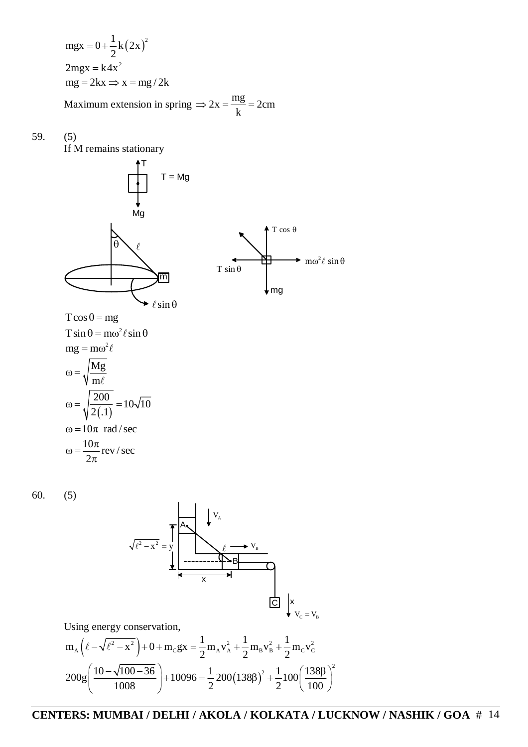$$mgx = 0 + \frac{1}{2}k(2x)^2$$

$$2mgx = k4x^2$$

$$mg = 2kx \Rightarrow x = mg/2k$$

Maximum extension in spring $\Rightarrow 2x = \frac{mg}{k} = 2\text{cm}$

59. (5)

If M remains stationary

T = Mg

$$T\cos\theta = mg$$

$$T\sin\theta = m\omega^2\ell\sin\theta$$

$$mg = m\omega^2\ell$$

$$\omega = \sqrt{\frac{Mg}{m\ell}}$$

$$\omega = \sqrt{\frac{200}{2(.1)}} = 10\sqrt{10}$$

$$\omega = 10\pi \ \text{rad/sec}$$

$$\omega = \frac{10\pi}{2\pi}\text{rev/sec}$$

60. (5)

$\sqrt{\ell^2 - x^2} = y$, $V_C = V_B$

Using energy conservation,

$$m_A\left(\ell - \sqrt{\ell^2 - x^2}\right) + 0 + m_C g x = \frac{1}{2}m_A v_A^2 + \frac{1}{2}m_B v_B^2 + \frac{1}{2}m_C v_C^2$$

$$200g\left(\frac{10 - \sqrt{100 - 36}}{1008}\right) + 10096 = \frac{1}{2}200(138\beta)^2 + \frac{1}{2}100\left(\frac{138\beta}{100}\right)^2$$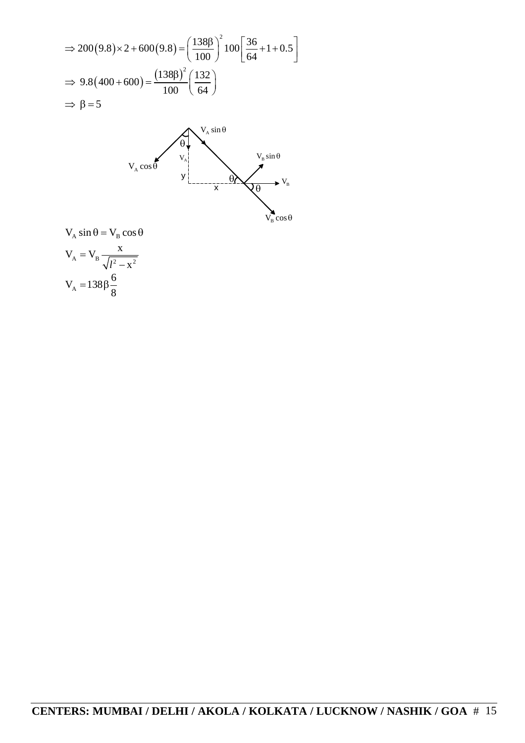$$\Rightarrow 200(9.8)\times 2+600(9.8)=\left(\frac{138\beta}{100}\right)^2 100\left[\frac{36}{64}+1+0.5\right]$$

$$\Rightarrow\ 9.8(400+600)=\frac{(138\beta)^2}{100}\left(\frac{132}{64}\right)$$

$$\Rightarrow\ \beta=5$$

$V_A \sin\theta$

$\theta$

$V_A$

$V_A \cos\theta$

y

$\theta$

x

$\theta$

$V_B \sin\theta$

$V_B$

$V_B \cos\theta$

$$V_A \sin\theta = V_B \cos\theta$$

$$V_A = V_B \frac{x}{\sqrt{l^2 - x^2}}$$

$$V_A = 138\beta\frac{6}{8}$$